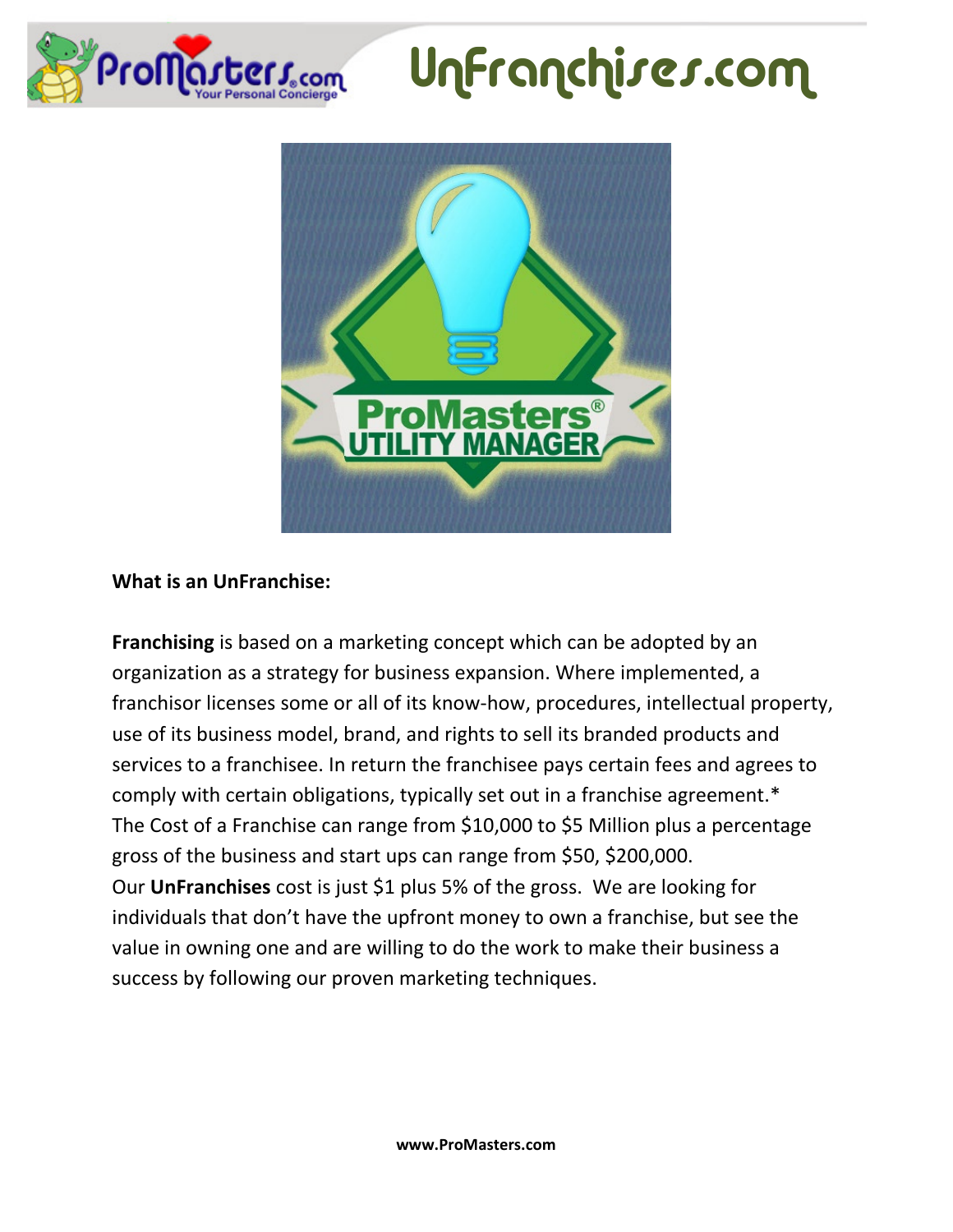# UnFranchises.com

**What is an UnFranchise:**

**Franchising** is based on a marketing concept which can be adopted by an organization as a strategy for business expansion. Where implemented, a franchisor licenses some or all of its know-how, procedures, intellectual property, use of its business model, brand, and rights to sell its branded products and services to a franchisee. In return the franchisee pays certain fees and agrees to comply with certain obligations, typically set out in a franchise agreement.*
The Cost of a Franchise can range from $10,000 to $5 Million plus a percentage gross of the business and start ups can range from $50, $200,000.
Our **UnFranchises** cost is just $1 plus 5% of the gross. We are looking for individuals that don't have the upfront money to own a franchise, but see the value in owning one and are willing to do the work to make their business a success by following our proven marketing techniques.

**www.ProMasters.com**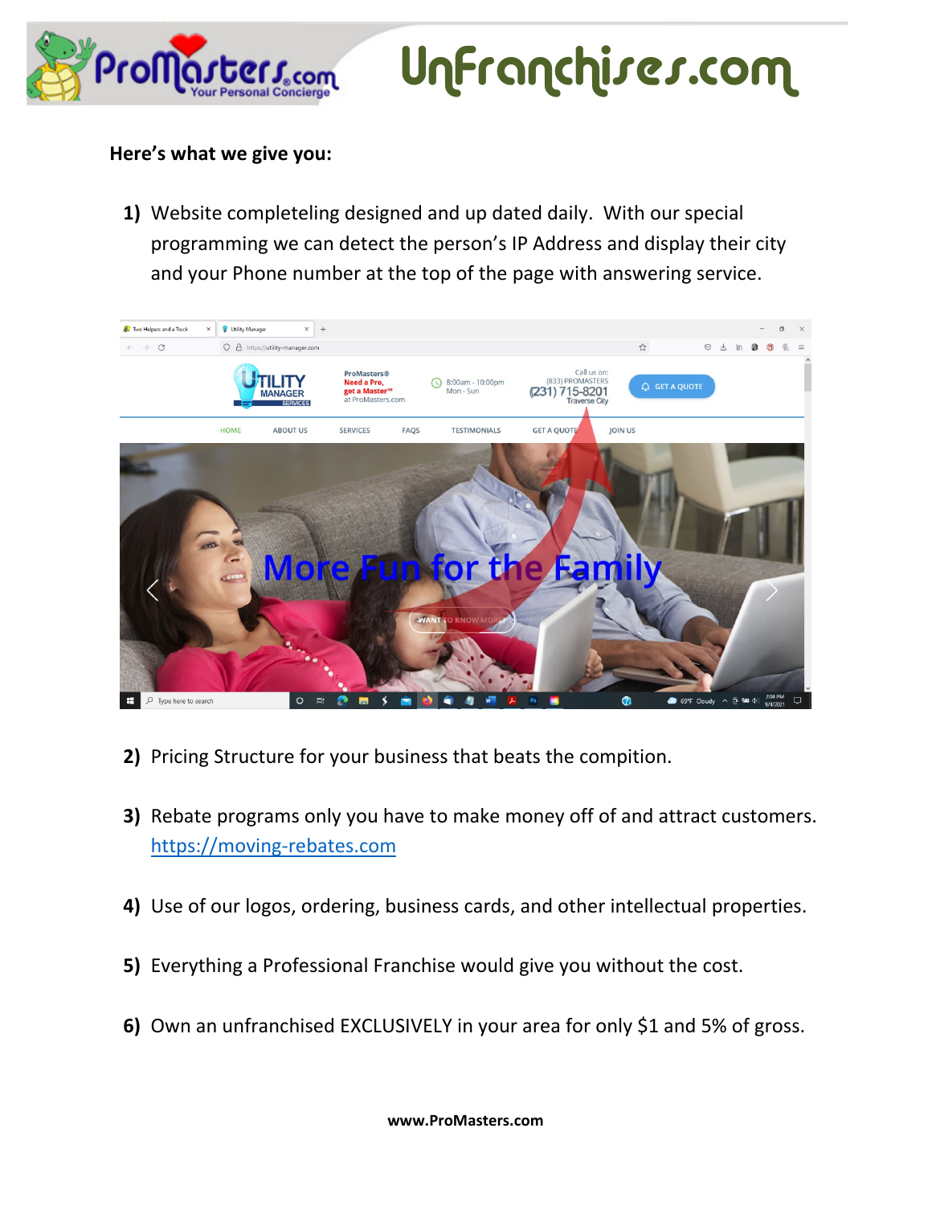**Here's what we give you:**

1) Website completeling designed and up dated daily. With our special programming we can detect the person's IP Address and display their city and your Phone number at the top of the page with answering service.

2) Pricing Structure for your business that beats the compition.

3) Rebate programs only you have to make money off of and attract customers. https://moving-rebates.com

4) Use of our logos, ordering, business cards, and other intellectual properties.

5) Everything a Professional Franchise would give you without the cost.

6) Own an unfranchised EXCLUSIVELY in your area for only $1 and 5% of gross.

www.ProMasters.com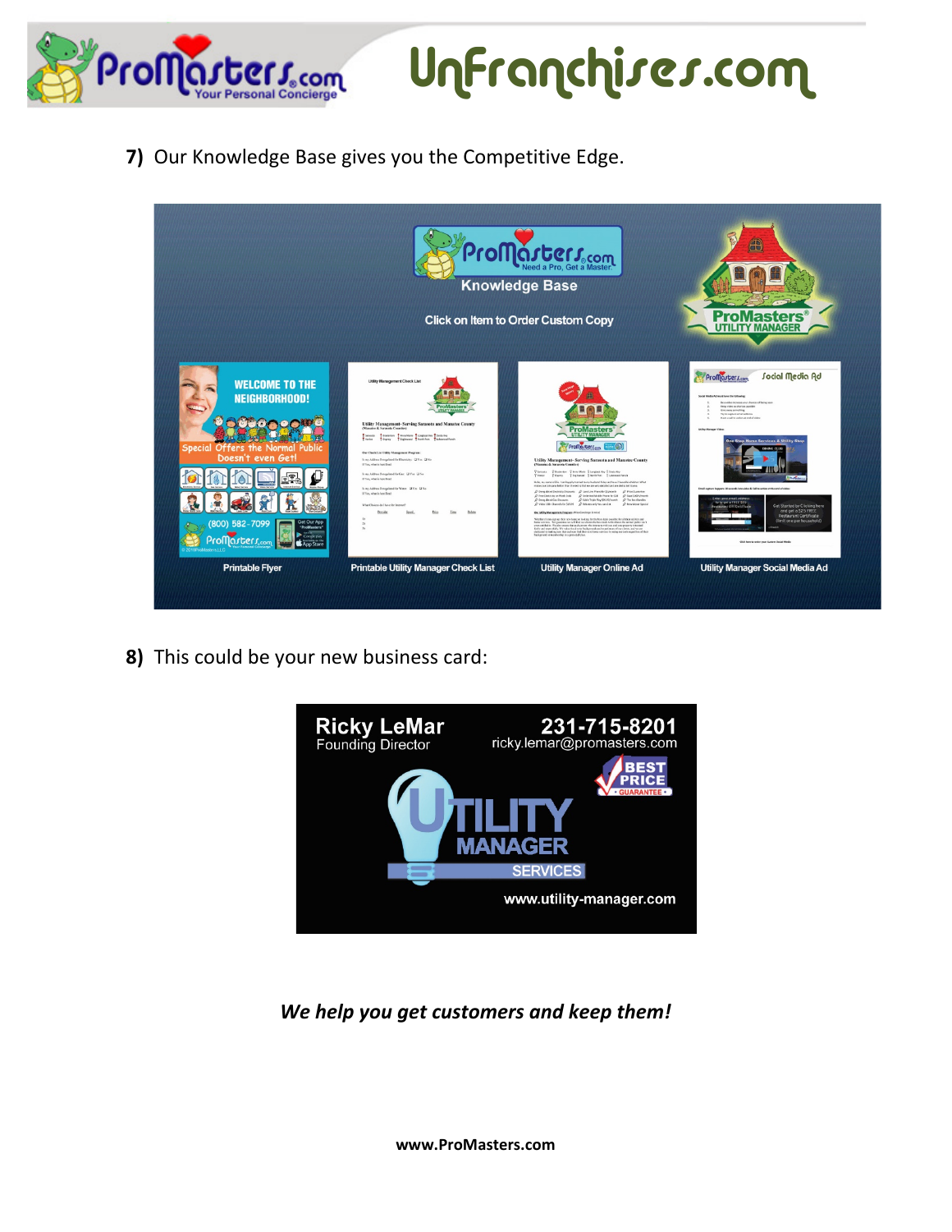7) Our Knowledge Base gives you the Competitive Edge.

8) This could be your new business card:

***We help you get customers and keep them!***